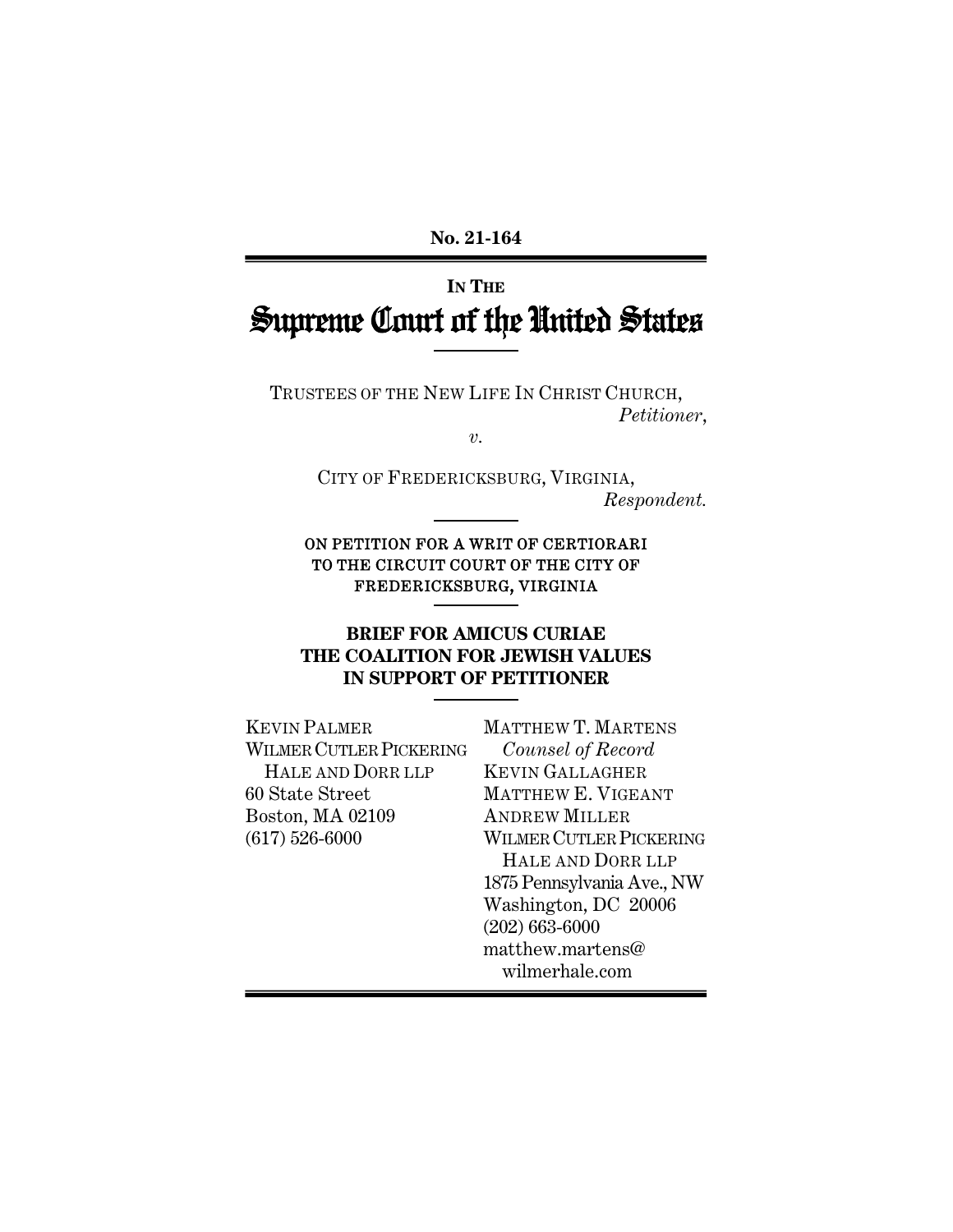**No. 21-164**

---

**IN THE**

# Supreme Court of the United States

---

TRUSTEES OF THE NEW LIFE IN CHRIST CHURCH,
*Petitioner*,

*v.*

CITY OF FREDERICKSBURG, VIRGINIA,
*Respondent.*

---

ON PETITION FOR A WRIT OF CERTIORARI
TO THE CIRCUIT COURT OF THE CITY OF
FREDERICKSBURG, VIRGINIA

---

**BRIEF FOR AMICUS CURIAE
THE COALITION FOR JEWISH VALUES
IN SUPPORT OF PETITIONER**

---

MATTHEW T. MARTENS
*Counsel of Record*
KEVIN GALLAGHER
MATTHEW E. VIGEANT
ANDREW MILLER
WILMER CUTLER PICKERING
HALE AND DORR LLP
1875 Pennsylvania Ave., NW
Washington, DC 20006
(202) 663-6000
matthew.martens@wilmerhale.com

KEVIN PALMER
WILMER CUTLER PICKERING
HALE AND DORR LLP
60 State Street
Boston, MA 02109
(617) 526-6000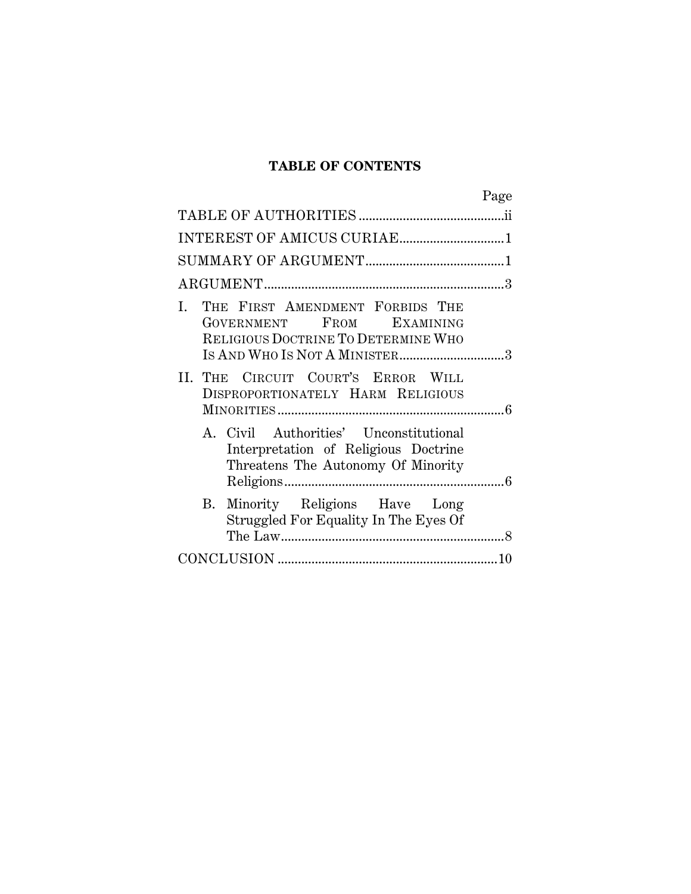# TABLE OF CONTENTS

| | Page |
|---|---|
| TABLE OF AUTHORITIES | ii |
| INTEREST OF AMICUS CURIAE | 1 |
| SUMMARY OF ARGUMENT | 1 |
| ARGUMENT | 3 |
| I. THE FIRST AMENDMENT FORBIDS THE GOVERNMENT FROM EXAMINING RELIGIOUS DOCTRINE TO DETERMINE WHO IS AND WHO IS NOT A MINISTER | 3 |
| II. THE CIRCUIT COURT'S ERROR WILL DISPROPORTIONATELY HARM RELIGIOUS MINORITIES | 6 |
| A. Civil Authorities' Unconstitutional Interpretation of Religious Doctrine Threatens The Autonomy Of Minority Religions | 6 |
| B. Minority Religions Have Long Struggled For Equality In The Eyes Of The Law | 8 |
| CONCLUSION | 10 |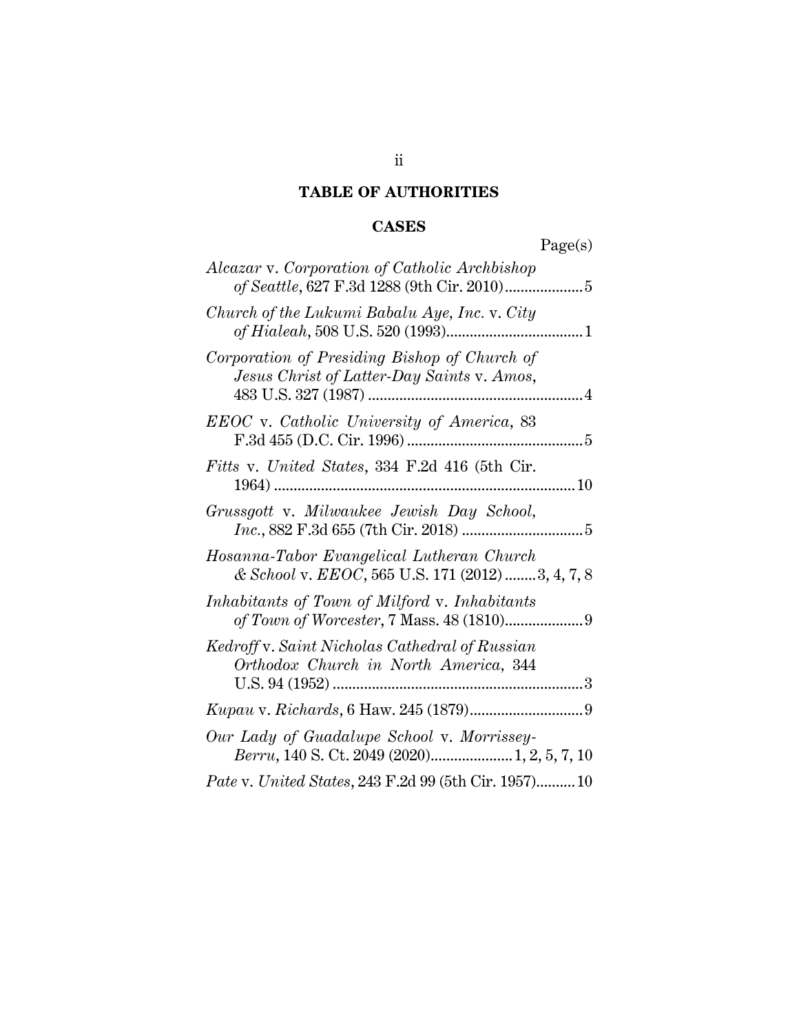## TABLE OF AUTHORITIES

### CASES

Page(s)

*Alcazar* v. *Corporation of Catholic Archbishop of Seattle*, 627 F.3d 1288 (9th Cir. 2010).................... 5

*Church of the Lukumi Babalu Aye, Inc.* v. *City of Hialeah*, 508 U.S. 520 (1993)................................... 1

*Corporation of Presiding Bishop of Church of Jesus Christ of Latter-Day Saints* v. *Amos*, 483 U.S. 327 (1987) ....................................................... 4

*EEOC* v. *Catholic University of America*, 83 F.3d 455 (D.C. Cir. 1996) ............................................. 5

*Fitts* v. *United States*, 334 F.2d 416 (5th Cir. 1964) ............................................................................ 10

*Grussgott* v. *Milwaukee Jewish Day School, Inc.*, 882 F.3d 655 (7th Cir. 2018) ............................... 5

*Hosanna-Tabor Evangelical Lutheran Church & School* v. *EEOC*, 565 U.S. 171 (2012) ........ 3, 4, 7, 8

*Inhabitants of Town of Milford* v. *Inhabitants of Town of Worcester*, 7 Mass. 48 (1810).................... 9

*Kedroff* v. *Saint Nicholas Cathedral of Russian Orthodox Church in North America*, 344 U.S. 94 (1952) ................................................................ 3

*Kupau* v. *Richards*, 6 Haw. 245 (1879)............................. 9

*Our Lady of Guadalupe School* v. *Morrissey-Berru*, 140 S. Ct. 2049 (2020)..................... 1, 2, 5, 7, 10

*Pate* v. *United States*, 243 F.2d 99 (5th Cir. 1957).......... 10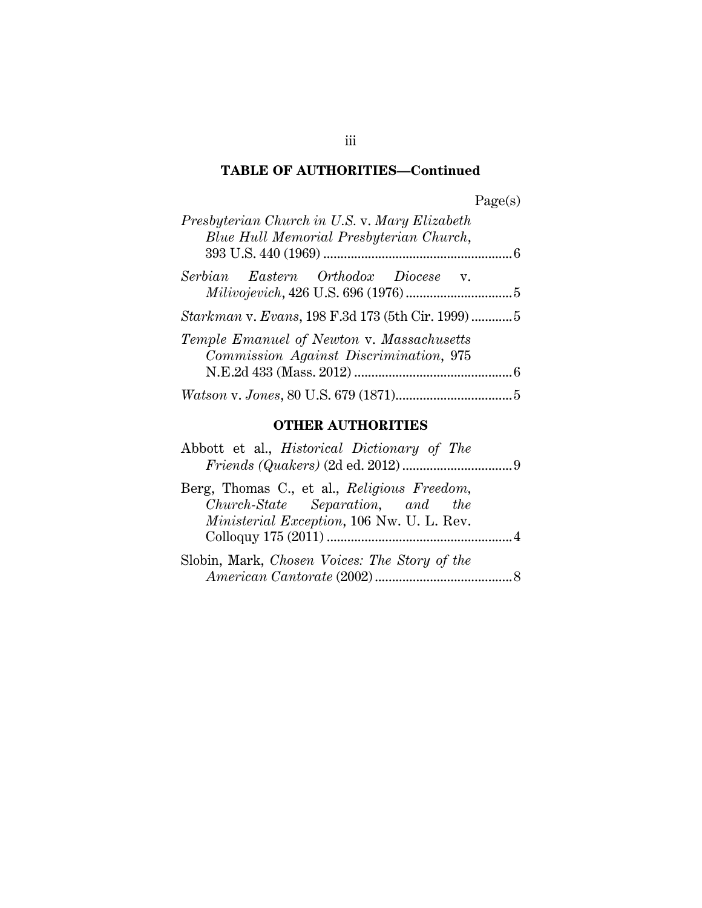## TABLE OF AUTHORITIES—Continued

Page(s)

*Presbyterian Church in U.S.* v. *Mary Elizabeth Blue Hull Memorial Presbyterian Church*, 393 U.S. 440 (1969) ....................................................... 6

*Serbian Eastern Orthodox Diocese* v. *Milivojevich*, 426 U.S. 696 (1976) ............................... 5

*Starkman* v. *Evans*, 198 F.3d 173 (5th Cir. 1999) ............ 5

*Temple Emanuel of Newton* v. *Massachusetts Commission Against Discrimination*, 975 N.E.2d 433 (Mass. 2012) .............................................. 6

*Watson* v. *Jones*, 80 U.S. 679 (1871).................................. 5

## OTHER AUTHORITIES

Abbott et al., *Historical Dictionary of The Friends (Quakers)* (2d ed. 2012) ................................ 9

Berg, Thomas C., et al., *Religious Freedom, Church-State Separation, and the Ministerial Exception*, 106 Nw. U. L. Rev. Colloquy 175 (2011) ...................................................... 4

Slobin, Mark, *Chosen Voices: The Story of the American Cantorate* (2002) ........................................ 8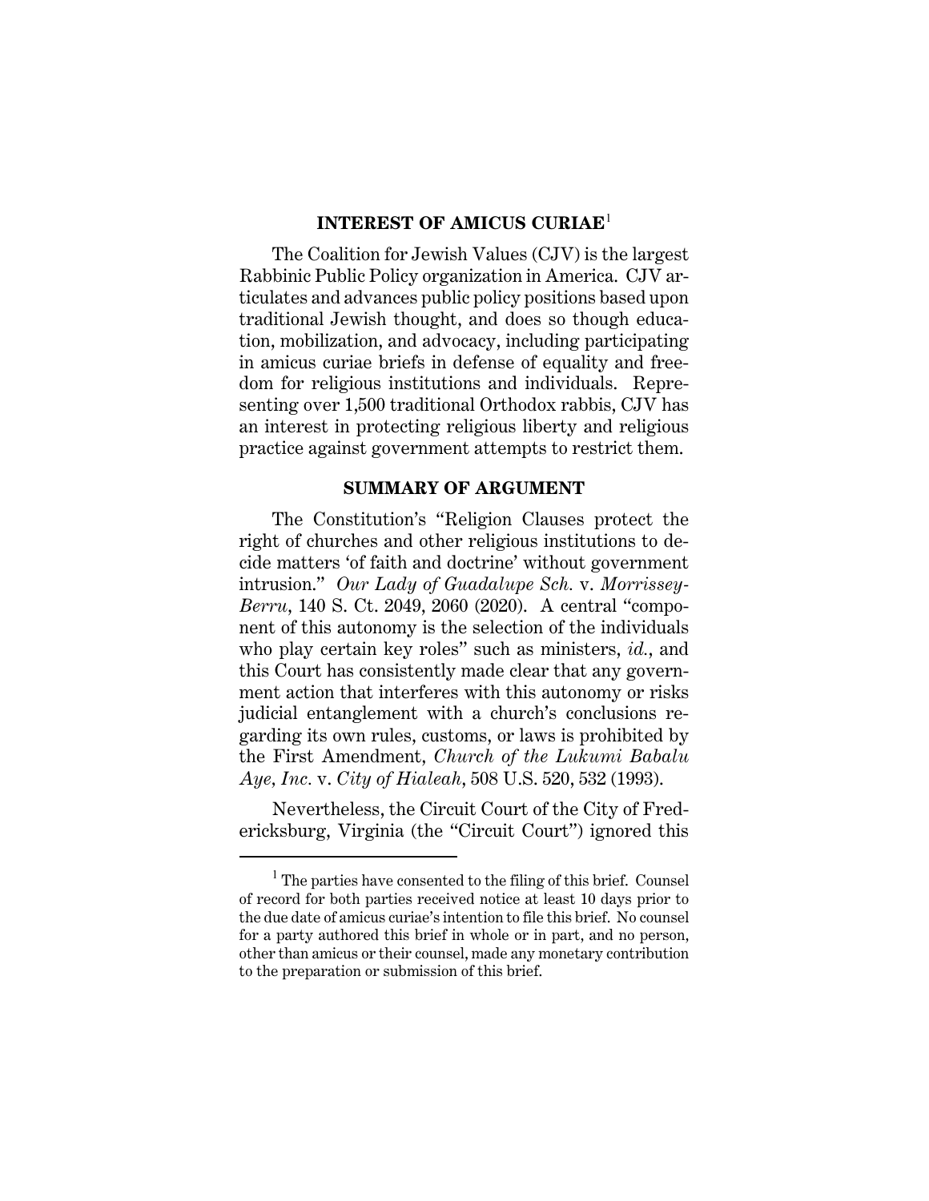## INTEREST OF AMICUS CURIAE[1]

The Coalition for Jewish Values (CJV) is the largest Rabbinic Public Policy organization in America. CJV articulates and advances public policy positions based upon traditional Jewish thought, and does so though education, mobilization, and advocacy, including participating in amicus curiae briefs in defense of equality and freedom for religious institutions and individuals. Representing over 1,500 traditional Orthodox rabbis, CJV has an interest in protecting religious liberty and religious practice against government attempts to restrict them.

## SUMMARY OF ARGUMENT

The Constitution's "Religion Clauses protect the right of churches and other religious institutions to decide matters 'of faith and doctrine' without government intrusion." *Our Lady of Guadalupe Sch.* v. *Morrissey-Berru*, 140 S. Ct. 2049, 2060 (2020). A central "component of this autonomy is the selection of the individuals who play certain key roles" such as ministers, *id.*, and this Court has consistently made clear that any government action that interferes with this autonomy or risks judicial entanglement with a church's conclusions regarding its own rules, customs, or laws is prohibited by the First Amendment, *Church of the Lukumi Babalu Aye, Inc.* v. *City of Hialeah*, 508 U.S. 520, 532 (1993).

Nevertheless, the Circuit Court of the City of Fredericksburg, Virginia (the "Circuit Court") ignored this

[1] The parties have consented to the filing of this brief. Counsel of record for both parties received notice at least 10 days prior to the due date of amicus curiae's intention to file this brief. No counsel for a party authored this brief in whole or in part, and no person, other than amicus or their counsel, made any monetary contribution to the preparation or submission of this brief.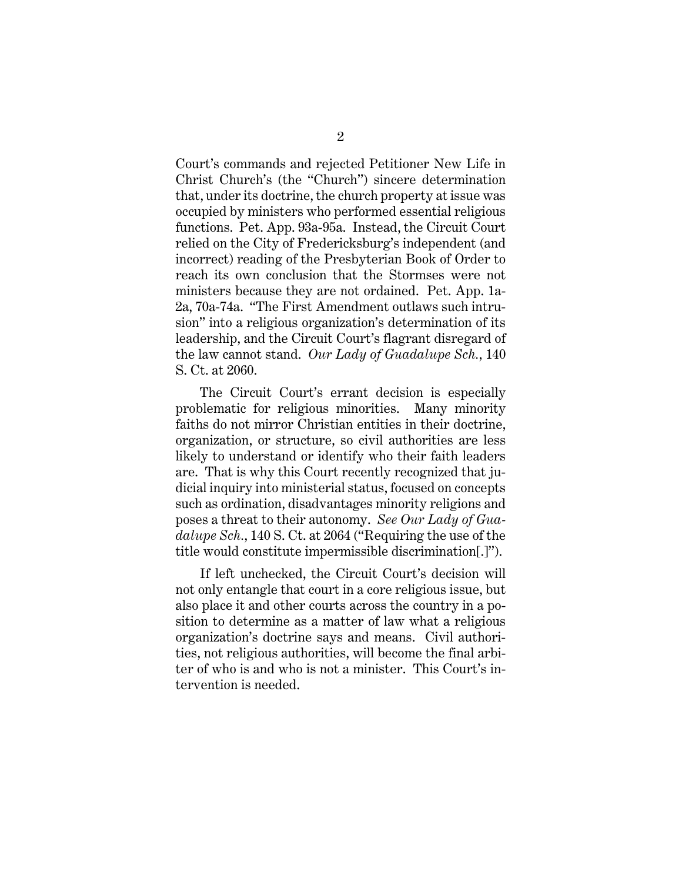Court's commands and rejected Petitioner New Life in Christ Church's (the "Church") sincere determination that, under its doctrine, the church property at issue was occupied by ministers who performed essential religious functions. Pet. App. 93a-95a. Instead, the Circuit Court relied on the City of Fredericksburg's independent (and incorrect) reading of the Presbyterian Book of Order to reach its own conclusion that the Stormses were not ministers because they are not ordained. Pet. App. 1a-2a, 70a-74a. "The First Amendment outlaws such intrusion" into a religious organization's determination of its leadership, and the Circuit Court's flagrant disregard of the law cannot stand. *Our Lady of Guadalupe Sch.*, 140 S. Ct. at 2060.

The Circuit Court's errant decision is especially problematic for religious minorities. Many minority faiths do not mirror Christian entities in their doctrine, organization, or structure, so civil authorities are less likely to understand or identify who their faith leaders are. That is why this Court recently recognized that judicial inquiry into ministerial status, focused on concepts such as ordination, disadvantages minority religions and poses a threat to their autonomy. *See Our Lady of Guadalupe Sch.*, 140 S. Ct. at 2064 ("Requiring the use of the title would constitute impermissible discrimination[.]").

If left unchecked, the Circuit Court's decision will not only entangle that court in a core religious issue, but also place it and other courts across the country in a position to determine as a matter of law what a religious organization's doctrine says and means. Civil authorities, not religious authorities, will become the final arbiter of who is and who is not a minister. This Court's intervention is needed.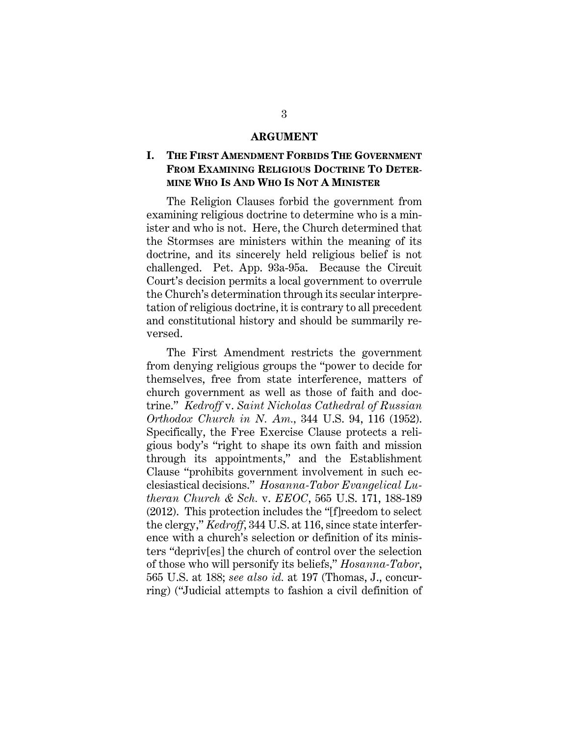## ARGUMENT

### I. The First Amendment Forbids The Government From Examining Religious Doctrine To Determine Who Is And Who Is Not A Minister

The Religion Clauses forbid the government from examining religious doctrine to determine who is a minister and who is not. Here, the Church determined that the Stormses are ministers within the meaning of its doctrine, and its sincerely held religious belief is not challenged. Pet. App. 93a-95a. Because the Circuit Court's decision permits a local government to overrule the Church's determination through its secular interpretation of religious doctrine, it is contrary to all precedent and constitutional history and should be summarily reversed.

The First Amendment restricts the government from denying religious groups the "power to decide for themselves, free from state interference, matters of church government as well as those of faith and doctrine." *Kedroff* v. *Saint Nicholas Cathedral of Russian Orthodox Church in N. Am.*, 344 U.S. 94, 116 (1952). Specifically, the Free Exercise Clause protects a religious body's "right to shape its own faith and mission through its appointments," and the Establishment Clause "prohibits government involvement in such ecclesiastical decisions." *Hosanna-Tabor Evangelical Lutheran Church & Sch.* v. *EEOC*, 565 U.S. 171, 188-189 (2012). This protection includes the "[f]reedom to select the clergy," *Kedroff*, 344 U.S. at 116, since state interference with a church's selection or definition of its ministers "depriv[es] the church of control over the selection of those who will personify its beliefs," *Hosanna-Tabor*, 565 U.S. at 188; *see also id.* at 197 (Thomas, J., concurring) ("Judicial attempts to fashion a civil definition of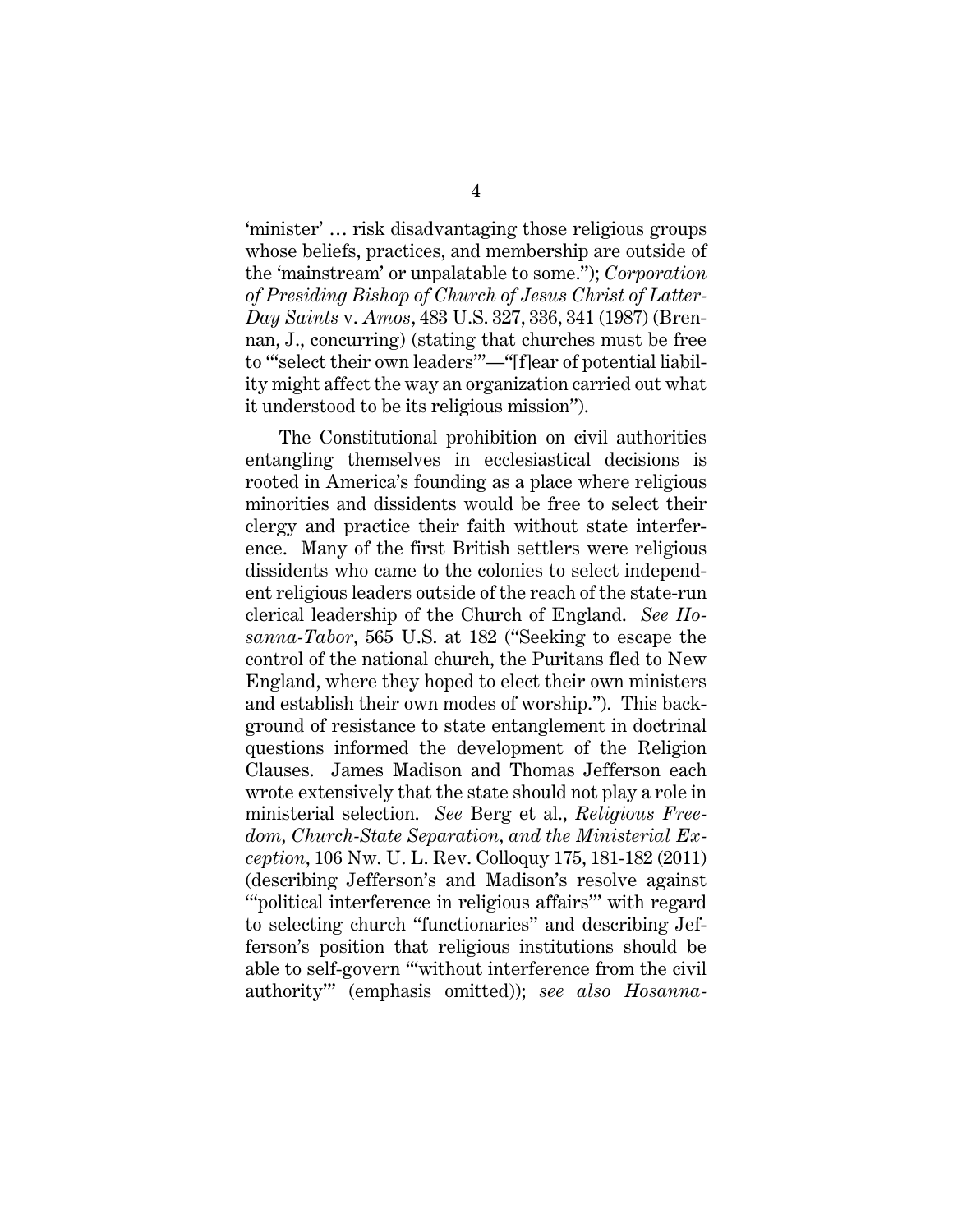'minister' … risk disadvantaging those religious groups whose beliefs, practices, and membership are outside of the 'mainstream' or unpalatable to some."); *Corporation of Presiding Bishop of Church of Jesus Christ of Latter-Day Saints* v. *Amos*, 483 U.S. 327, 336, 341 (1987) (Brennan, J., concurring) (stating that churches must be free to "'select their own leaders'"—"[f]ear of potential liability might affect the way an organization carried out what it understood to be its religious mission").

The Constitutional prohibition on civil authorities entangling themselves in ecclesiastical decisions is rooted in America's founding as a place where religious minorities and dissidents would be free to select their clergy and practice their faith without state interference. Many of the first British settlers were religious dissidents who came to the colonies to select independent religious leaders outside of the reach of the state-run clerical leadership of the Church of England. *See Hosanna-Tabor*, 565 U.S. at 182 ("Seeking to escape the control of the national church, the Puritans fled to New England, where they hoped to elect their own ministers and establish their own modes of worship."). This background of resistance to state entanglement in doctrinal questions informed the development of the Religion Clauses. James Madison and Thomas Jefferson each wrote extensively that the state should not play a role in ministerial selection. *See* Berg et al., *Religious Freedom, Church-State Separation, and the Ministerial Exception*, 106 Nw. U. L. Rev. Colloquy 175, 181-182 (2011) (describing Jefferson's and Madison's resolve against "'political interference in religious affairs'" with regard to selecting church "functionaries" and describing Jefferson's position that religious institutions should be able to self-govern "'without interference from the civil authority'" (emphasis omitted)); *see also Hosanna-*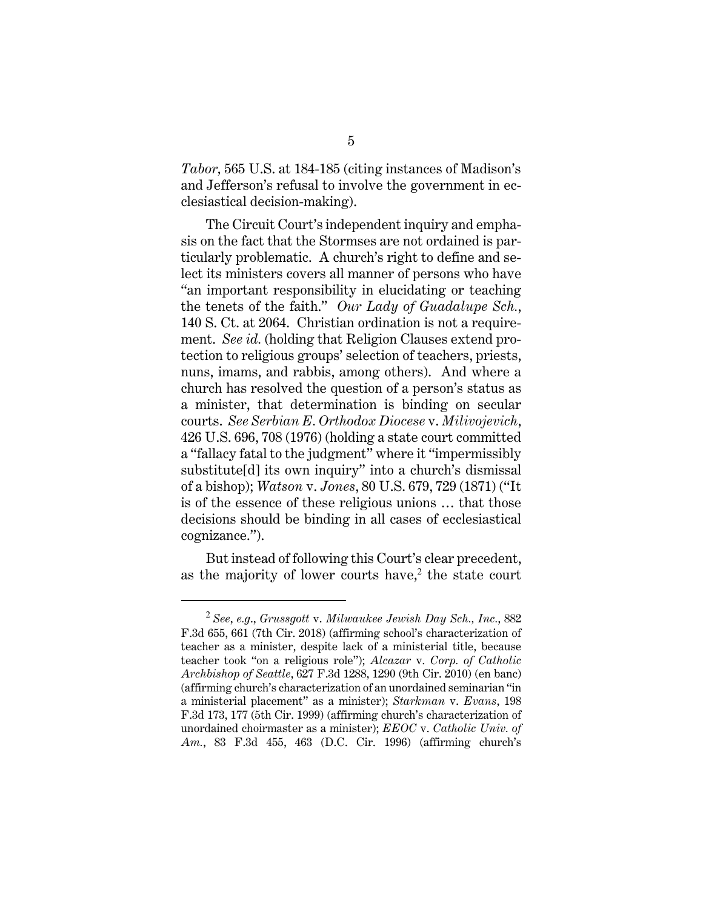*Tabor*, 565 U.S. at 184-185 (citing instances of Madison's and Jefferson's refusal to involve the government in ecclesiastical decision-making).

The Circuit Court's independent inquiry and emphasis on the fact that the Stormses are not ordained is particularly problematic. A church's right to define and select its ministers covers all manner of persons who have "an important responsibility in elucidating or teaching the tenets of the faith." *Our Lady of Guadalupe Sch.*, 140 S. Ct. at 2064. Christian ordination is not a requirement. *See id.* (holding that Religion Clauses extend protection to religious groups' selection of teachers, priests, nuns, imams, and rabbis, among others). And where a church has resolved the question of a person's status as a minister, that determination is binding on secular courts. *See Serbian E. Orthodox Diocese* v. *Milivojevich*, 426 U.S. 696, 708 (1976) (holding a state court committed a "fallacy fatal to the judgment" where it "impermissibly substitute[d] its own inquiry" into a church's dismissal of a bishop); *Watson* v. *Jones*, 80 U.S. 679, 729 (1871) ("It is of the essence of these religious unions … that those decisions should be binding in all cases of ecclesiastical cognizance.").

But instead of following this Court's clear precedent, as the majority of lower courts have,[2] the state court

---

[2] *See, e.g.*, *Grussgott* v. *Milwaukee Jewish Day Sch., Inc.*, 882 F.3d 655, 661 (7th Cir. 2018) (affirming school's characterization of teacher as a minister, despite lack of a ministerial title, because teacher took "on a religious role"); *Alcazar* v. *Corp. of Catholic Archbishop of Seattle*, 627 F.3d 1288, 1290 (9th Cir. 2010) (en banc) (affirming church's characterization of an unordained seminarian "in a ministerial placement" as a minister); *Starkman* v. *Evans*, 198 F.3d 173, 177 (5th Cir. 1999) (affirming church's characterization of unordained choirmaster as a minister); *EEOC* v. *Catholic Univ. of Am.*, 83 F.3d 455, 463 (D.C. Cir. 1996) (affirming church's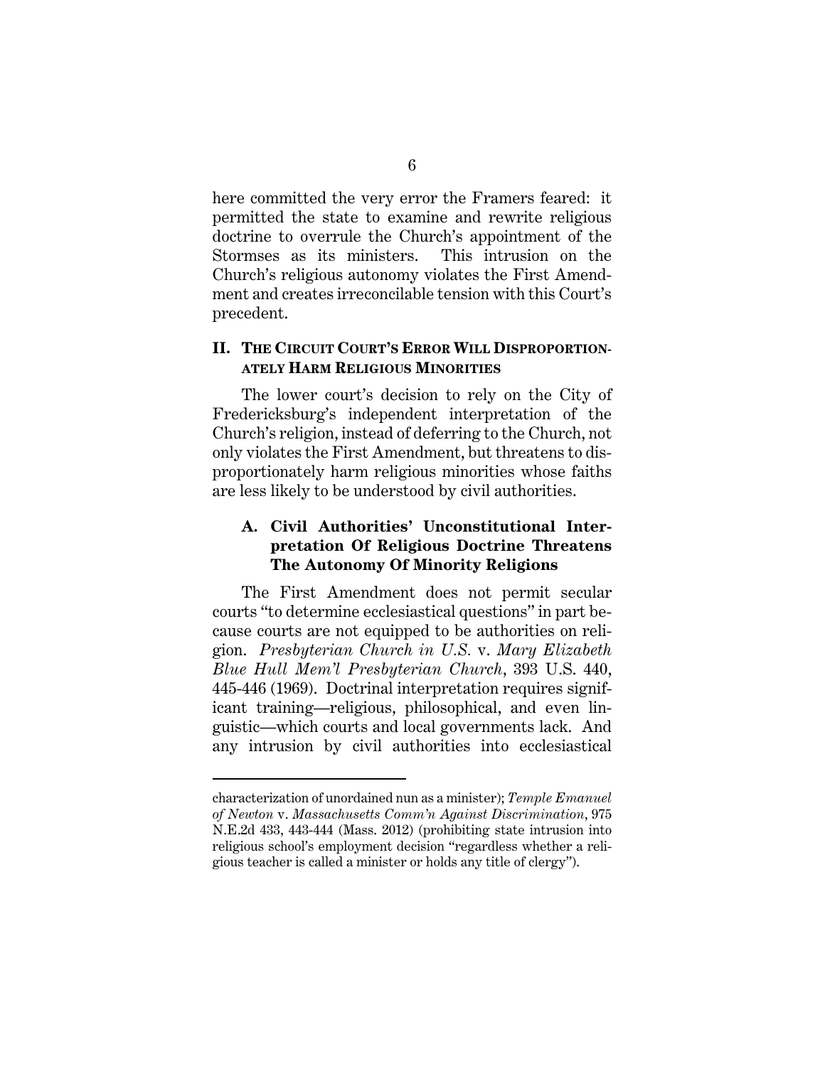here committed the very error the Framers feared: it permitted the state to examine and rewrite religious doctrine to overrule the Church's appointment of the Stormses as its ministers. This intrusion on the Church's religious autonomy violates the First Amendment and creates irreconcilable tension with this Court's precedent.

## II. THE CIRCUIT COURT'S ERROR WILL DISPROPORTIONATELY HARM RELIGIOUS MINORITIES

The lower court's decision to rely on the City of Fredericksburg's independent interpretation of the Church's religion, instead of deferring to the Church, not only violates the First Amendment, but threatens to disproportionately harm religious minorities whose faiths are less likely to be understood by civil authorities.

### A. Civil Authorities' Unconstitutional Interpretation Of Religious Doctrine Threatens The Autonomy Of Minority Religions

The First Amendment does not permit secular courts "to determine ecclesiastical questions" in part because courts are not equipped to be authorities on religion. *Presbyterian Church in U.S.* v. *Mary Elizabeth Blue Hull Mem'l Presbyterian Church*, 393 U.S. 440, 445-446 (1969). Doctrinal interpretation requires significant training—religious, philosophical, and even linguistic—which courts and local governments lack. And any intrusion by civil authorities into ecclesiastical

---

characterization of unordained nun as a minister); *Temple Emanuel of Newton* v. *Massachusetts Comm'n Against Discrimination*, 975 N.E.2d 433, 443-444 (Mass. 2012) (prohibiting state intrusion into religious school's employment decision "regardless whether a religious teacher is called a minister or holds any title of clergy").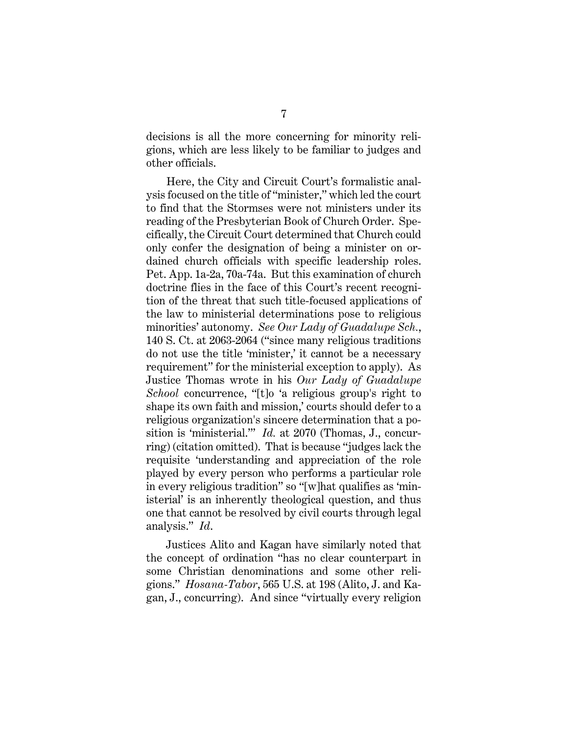decisions is all the more concerning for minority religions, which are less likely to be familiar to judges and other officials.

Here, the City and Circuit Court's formalistic analysis focused on the title of "minister," which led the court to find that the Stormses were not ministers under its reading of the Presbyterian Book of Church Order. Specifically, the Circuit Court determined that Church could only confer the designation of being a minister on ordained church officials with specific leadership roles. Pet. App. 1a-2a, 70a-74a. But this examination of church doctrine flies in the face of this Court's recent recognition of the threat that such title-focused applications of the law to ministerial determinations pose to religious minorities' autonomy. *See Our Lady of Guadalupe Sch.*, 140 S. Ct. at 2063-2064 ("since many religious traditions do not use the title 'minister,' it cannot be a necessary requirement" for the ministerial exception to apply). As Justice Thomas wrote in his *Our Lady of Guadalupe School* concurrence, "[t]o 'a religious group's right to shape its own faith and mission,' courts should defer to a religious organization's sincere determination that a position is 'ministerial.'" *Id.* at 2070 (Thomas, J., concurring) (citation omitted). That is because "judges lack the requisite 'understanding and appreciation of the role played by every person who performs a particular role in every religious tradition'" so "[w]hat qualifies as 'ministerial' is an inherently theological question, and thus one that cannot be resolved by civil courts through legal analysis." *Id.*

Justices Alito and Kagan have similarly noted that the concept of ordination "has no clear counterpart in some Christian denominations and some other religions." *Hosana-Tabor*, 565 U.S. at 198 (Alito, J. and Kagan, J., concurring). And since "virtually every religion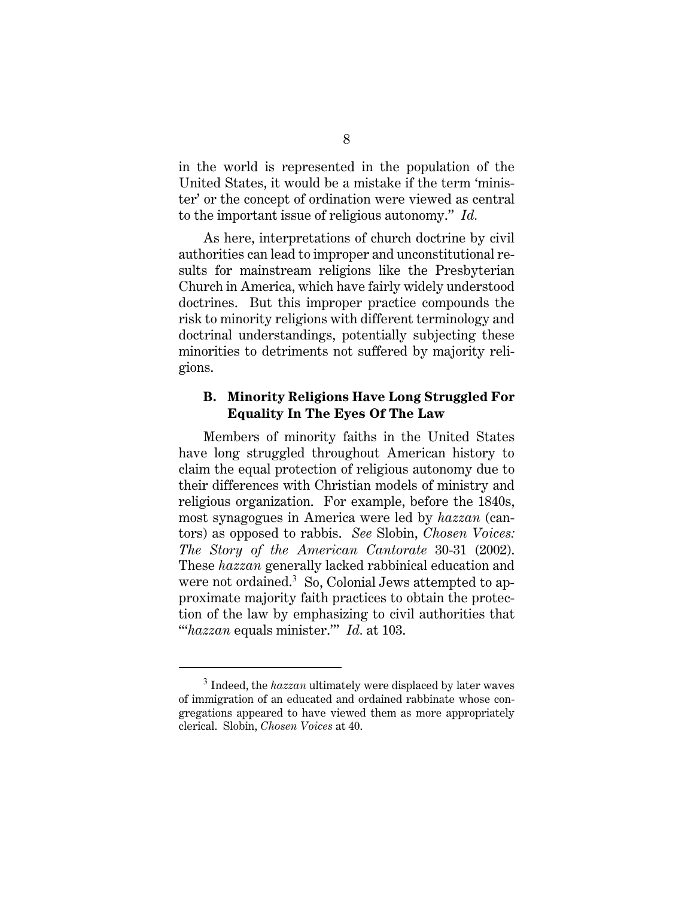in the world is represented in the population of the United States, it would be a mistake if the term 'minister' or the concept of ordination were viewed as central to the important issue of religious autonomy." *Id.*

As here, interpretations of church doctrine by civil authorities can lead to improper and unconstitutional results for mainstream religions like the Presbyterian Church in America, which have fairly widely understood doctrines. But this improper practice compounds the risk to minority religions with different terminology and doctrinal understandings, potentially subjecting these minorities to detriments not suffered by majority religions.

### B. Minority Religions Have Long Struggled For Equality In The Eyes Of The Law

Members of minority faiths in the United States have long struggled throughout American history to claim the equal protection of religious autonomy due to their differences with Christian models of ministry and religious organization. For example, before the 1840s, most synagogues in America were led by *hazzan* (cantors) as opposed to rabbis. *See* Slobin, *Chosen Voices: The Story of the American Cantorate* 30-31 (2002). These *hazzan* generally lacked rabbinical education and were not ordained.[3] So, Colonial Jews attempted to approximate majority faith practices to obtain the protection of the law by emphasizing to civil authorities that "'*hazzan* equals minister.'" *Id.* at 103.

[3] Indeed, the *hazzan* ultimately were displaced by later waves of immigration of an educated and ordained rabbinate whose congregations appeared to have viewed them as more appropriately clerical. Slobin, *Chosen Voices* at 40.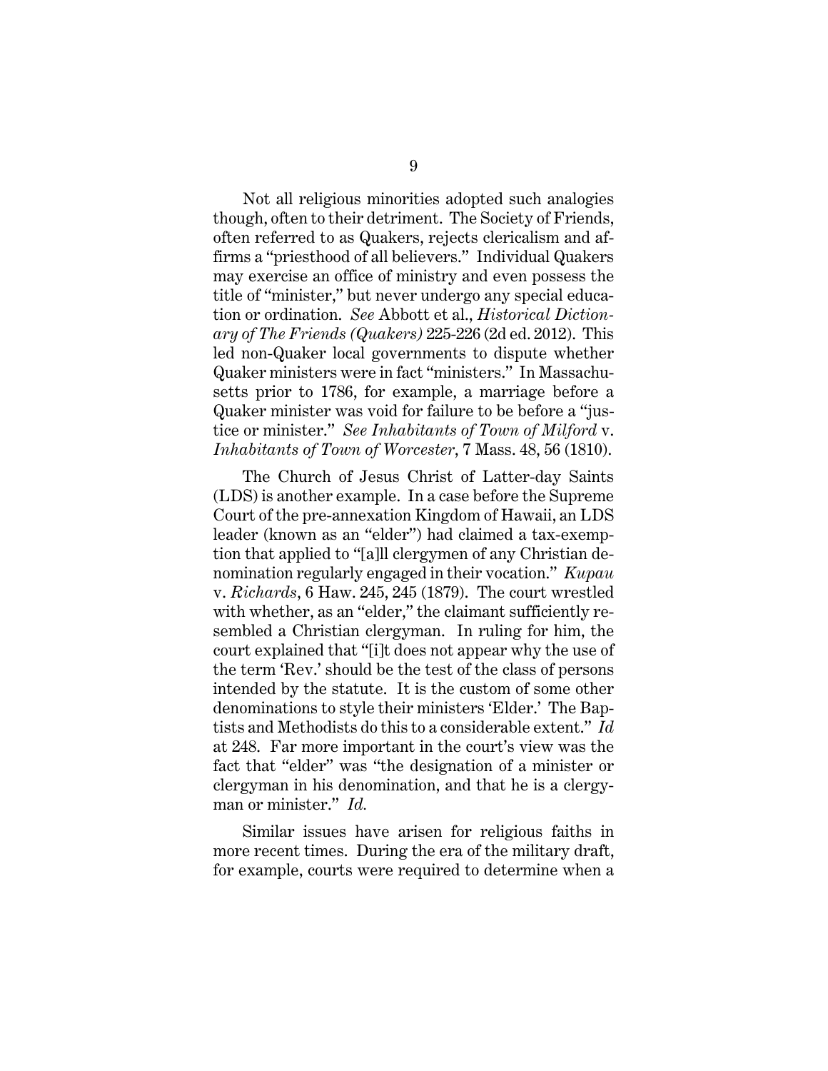Not all religious minorities adopted such analogies though, often to their detriment. The Society of Friends, often referred to as Quakers, rejects clericalism and affirms a "priesthood of all believers." Individual Quakers may exercise an office of ministry and even possess the title of "minister," but never undergo any special education or ordination. *See* Abbott et al., *Historical Dictionary of The Friends (Quakers)* 225-226 (2d ed. 2012). This led non-Quaker local governments to dispute whether Quaker ministers were in fact "ministers." In Massachusetts prior to 1786, for example, a marriage before a Quaker minister was void for failure to be before a "justice or minister." *See Inhabitants of Town of Milford* v. *Inhabitants of Town of Worcester*, 7 Mass. 48, 56 (1810).

The Church of Jesus Christ of Latter-day Saints (LDS) is another example. In a case before the Supreme Court of the pre-annexation Kingdom of Hawaii, an LDS leader (known as an "elder") had claimed a tax-exemption that applied to "[a]ll clergymen of any Christian denomination regularly engaged in their vocation." *Kupau* v. *Richards*, 6 Haw. 245, 245 (1879). The court wrestled with whether, as an "elder," the claimant sufficiently resembled a Christian clergyman. In ruling for him, the court explained that "[i]t does not appear why the use of the term 'Rev.' should be the test of the class of persons intended by the statute. It is the custom of some other denominations to style their ministers 'Elder.' The Baptists and Methodists do this to a considerable extent." *Id* at 248. Far more important in the court's view was the fact that "elder" was "the designation of a minister or clergyman in his denomination, and that he is a clergyman or minister." *Id.*

Similar issues have arisen for religious faiths in more recent times. During the era of the military draft, for example, courts were required to determine when a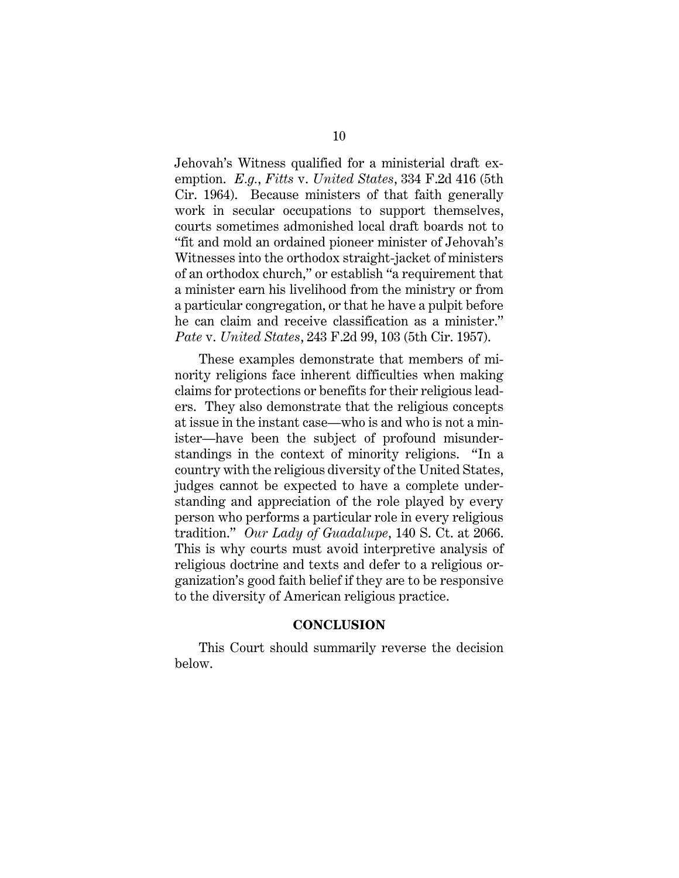Jehovah's Witness qualified for a ministerial draft exemption. *E.g.*, *Fitts* v. *United States*, 334 F.2d 416 (5th Cir. 1964). Because ministers of that faith generally work in secular occupations to support themselves, courts sometimes admonished local draft boards not to "fit and mold an ordained pioneer minister of Jehovah's Witnesses into the orthodox straight-jacket of ministers of an orthodox church," or establish "a requirement that a minister earn his livelihood from the ministry or from a particular congregation, or that he have a pulpit before he can claim and receive classification as a minister." *Pate* v. *United States*, 243 F.2d 99, 103 (5th Cir. 1957).

These examples demonstrate that members of minority religions face inherent difficulties when making claims for protections or benefits for their religious leaders. They also demonstrate that the religious concepts at issue in the instant case—who is and who is not a minister—have been the subject of profound misunderstandings in the context of minority religions. "In a country with the religious diversity of the United States, judges cannot be expected to have a complete understanding and appreciation of the role played by every person who performs a particular role in every religious tradition." *Our Lady of Guadalupe*, 140 S. Ct. at 2066. This is why courts must avoid interpretive analysis of religious doctrine and texts and defer to a religious organization's good faith belief if they are to be responsive to the diversity of American religious practice.

## CONCLUSION

This Court should summarily reverse the decision below.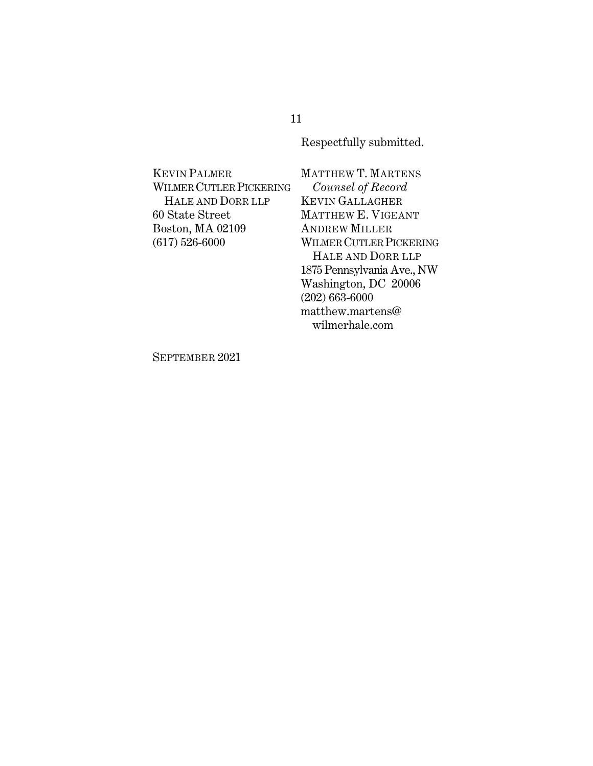Respectfully submitted.

KEVIN PALMER
WILMER CUTLER PICKERING
HALE AND DORR LLP
60 State Street
Boston, MA 02109
(617) 526-6000

MATTHEW T. MARTENS
*Counsel of Record*
KEVIN GALLAGHER
MATTHEW E. VIGEANT
ANDREW MILLER
WILMER CUTLER PICKERING
HALE AND DORR LLP
1875 Pennsylvania Ave., NW
Washington, DC 20006
(202) 663-6000
matthew.martens@
wilmerhale.com

SEPTEMBER 2021